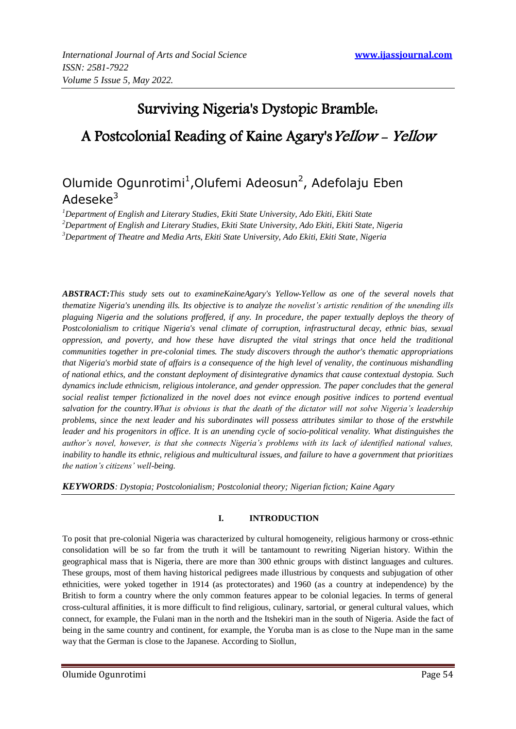# Surviving Nigeria's Dystopic Bramble: A Postcolonial Reading of Kaine Agary's *Yellow - Yellow*

Olumide Ogunrotimi[1], Olufemi Adeosun[2], Adefolaju Eben Adeseke[3]

[1]*Department of English and Literary Studies, Ekiti State University, Ado Ekiti, Ekiti State*
[2]*Department of English and Literary Studies, Ekiti State University, Ado Ekiti, Ekiti State, Nigeria*
[3]*Department of Theatre and Media Arts, Ekiti State University, Ado Ekiti, Ekiti State, Nigeria*

***ABSTRACT:*** *This study sets out to examineKaineAgary's Yellow-Yellow as one of the several novels that thematize Nigeria's unending ills. Its objective is to analyze the novelist's artistic rendition of the unending ills plaguing Nigeria and the solutions proffered, if any. In procedure, the paper textually deploys the theory of Postcolonialism to critique Nigeria's venal climate of corruption, infrastructural decay, ethnic bias, sexual oppression, and poverty, and how these have disrupted the vital strings that once held the traditional communities together in pre-colonial times. The study discovers through the author's thematic appropriations that Nigeria's morbid state of affairs is a consequence of the high level of venality, the continuous mishandling of national ethics, and the constant deployment of disintegrative dynamics that cause contextual dystopia. Such dynamics include ethnicism, religious intolerance, and gender oppression. The paper concludes that the general social realist temper fictionalized in the novel does not evince enough positive indices to portend eventual salvation for the country.What is obvious is that the death of the dictator will not solve Nigeria's leadership problems, since the next leader and his subordinates will possess attributes similar to those of the erstwhile leader and his progenitors in office. It is an unending cycle of socio-political venality. What distinguishes the author's novel, however, is that she connects Nigeria's problems with its lack of identified national values, inability to handle its ethnic, religious and multicultural issues, and failure to have a government that prioritizes the nation's citizens' well-being.*

***KEYWORDS****: Dystopia; Postcolonialism; Postcolonial theory; Nigerian fiction; Kaine Agary*

## I. INTRODUCTION

To posit that pre-colonial Nigeria was characterized by cultural homogeneity, religious harmony or cross-ethnic consolidation will be so far from the truth it will be tantamount to rewriting Nigerian history. Within the geographical mass that is Nigeria, there are more than 300 ethnic groups with distinct languages and cultures. These groups, most of them having historical pedigrees made illustrious by conquests and subjugation of other ethnicities, were yoked together in 1914 (as protectorates) and 1960 (as a country at independence) by the British to form a country where the only common features appear to be colonial legacies. In terms of general cross-cultural affinities, it is more difficult to find religious, culinary, sartorial, or general cultural values, which connect, for example, the Fulani man in the north and the Itshekiri man in the south of Nigeria. Aside the fact of being in the same country and continent, for example, the Yoruba man is as close to the Nupe man in the same way that the German is close to the Japanese. According to Siollun,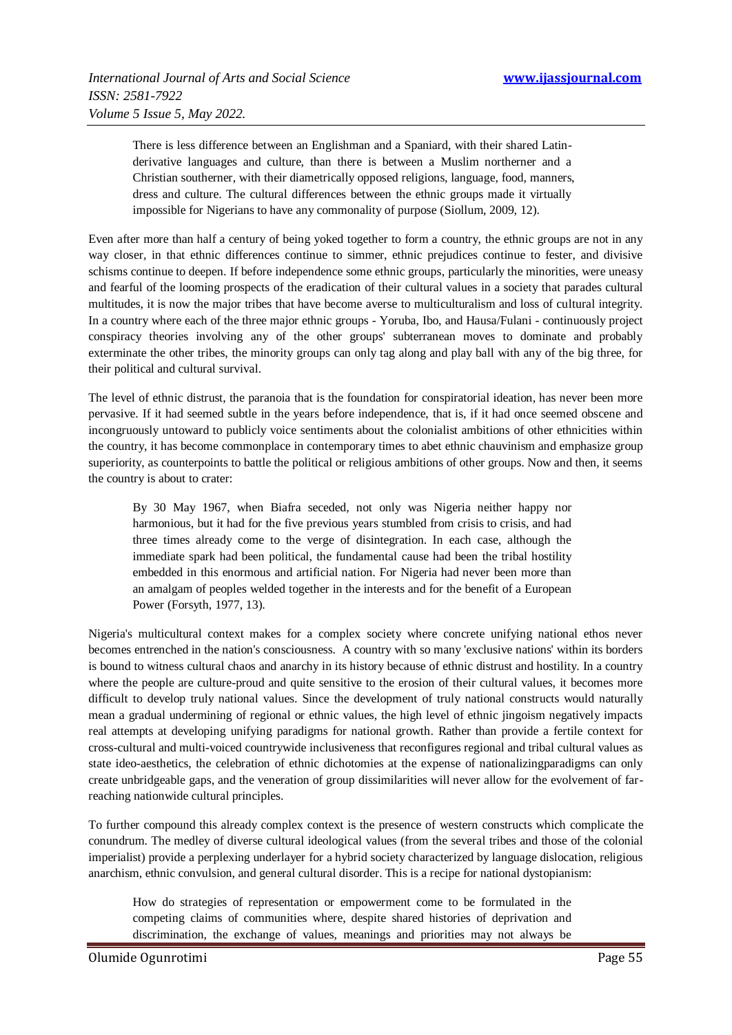> There is less difference between an Englishman and a Spaniard, with their shared Latin-derivative languages and culture, than there is between a Muslim northerner and a Christian southerner, with their diametrically opposed religions, language, food, manners, dress and culture. The cultural differences between the ethnic groups made it virtually impossible for Nigerians to have any commonality of purpose (Siollum, 2009, 12).

Even after more than half a century of being yoked together to form a country, the ethnic groups are not in any way closer, in that ethnic differences continue to simmer, ethnic prejudices continue to fester, and divisive schisms continue to deepen. If before independence some ethnic groups, particularly the minorities, were uneasy and fearful of the looming prospects of the eradication of their cultural values in a society that parades cultural multitudes, it is now the major tribes that have become averse to multiculturalism and loss of cultural integrity. In a country where each of the three major ethnic groups - Yoruba, Ibo, and Hausa/Fulani - continuously project conspiracy theories involving any of the other groups' subterranean moves to dominate and probably exterminate the other tribes, the minority groups can only tag along and play ball with any of the big three, for their political and cultural survival.

The level of ethnic distrust, the paranoia that is the foundation for conspiratorial ideation, has never been more pervasive. If it had seemed subtle in the years before independence, that is, if it had once seemed obscene and incongruously untoward to publicly voice sentiments about the colonialist ambitions of other ethnicities within the country, it has become commonplace in contemporary times to abet ethnic chauvinism and emphasize group superiority, as counterpoints to battle the political or religious ambitions of other groups. Now and then, it seems the country is about to crater:

> By 30 May 1967, when Biafra seceded, not only was Nigeria neither happy nor harmonious, but it had for the five previous years stumbled from crisis to crisis, and had three times already come to the verge of disintegration. In each case, although the immediate spark had been political, the fundamental cause had been the tribal hostility embedded in this enormous and artificial nation. For Nigeria had never been more than an amalgam of peoples welded together in the interests and for the benefit of a European Power (Forsyth, 1977, 13).

Nigeria's multicultural context makes for a complex society where concrete unifying national ethos never becomes entrenched in the nation's consciousness. A country with so many 'exclusive nations' within its borders is bound to witness cultural chaos and anarchy in its history because of ethnic distrust and hostility. In a country where the people are culture-proud and quite sensitive to the erosion of their cultural values, it becomes more difficult to develop truly national values. Since the development of truly national constructs would naturally mean a gradual undermining of regional or ethnic values, the high level of ethnic jingoism negatively impacts real attempts at developing unifying paradigms for national growth. Rather than provide a fertile context for cross-cultural and multi-voiced countrywide inclusiveness that reconfigures regional and tribal cultural values as state ideo-aesthetics, the celebration of ethnic dichotomies at the expense of nationalizingparadigms can only create unbridgeable gaps, and the veneration of group dissimilarities will never allow for the evolvement of far-reaching nationwide cultural principles.

To further compound this already complex context is the presence of western constructs which complicate the conundrum. The medley of diverse cultural ideological values (from the several tribes and those of the colonial imperialist) provide a perplexing underlayer for a hybrid society characterized by language dislocation, religious anarchism, ethnic convulsion, and general cultural disorder. This is a recipe for national dystopianism:

> How do strategies of representation or empowerment come to be formulated in the competing claims of communities where, despite shared histories of deprivation and discrimination, the exchange of values, meanings and priorities may not always be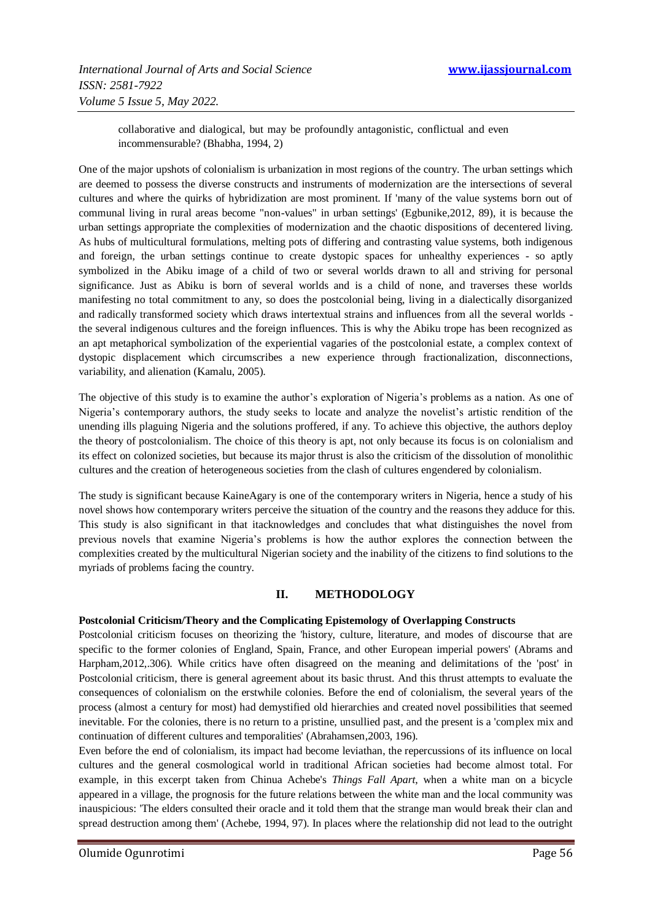> collaborative and dialogical, but may be profoundly antagonistic, conflictual and even incommensurable? (Bhabha, 1994, 2)

One of the major upshots of colonialism is urbanization in most regions of the country. The urban settings which are deemed to possess the diverse constructs and instruments of modernization are the intersections of several cultures and where the quirks of hybridization are most prominent. If 'many of the value systems born out of communal living in rural areas become "non-values" in urban settings' (Egbunike,2012, 89), it is because the urban settings appropriate the complexities of modernization and the chaotic dispositions of decentered living. As hubs of multicultural formulations, melting pots of differing and contrasting value systems, both indigenous and foreign, the urban settings continue to create dystopic spaces for unhealthy experiences - so aptly symbolized in the Abiku image of a child of two or several worlds drawn to all and striving for personal significance. Just as Abiku is born of several worlds and is a child of none, and traverses these worlds manifesting no total commitment to any, so does the postcolonial being, living in a dialectically disorganized and radically transformed society which draws intertextual strains and influences from all the several worlds - the several indigenous cultures and the foreign influences. This is why the Abiku trope has been recognized as an apt metaphorical symbolization of the experiential vagaries of the postcolonial estate, a complex context of dystopic displacement which circumscribes a new experience through fractionalization, disconnections, variability, and alienation (Kamalu, 2005).

The objective of this study is to examine the author's exploration of Nigeria's problems as a nation. As one of Nigeria's contemporary authors, the study seeks to locate and analyze the novelist's artistic rendition of the unending ills plaguing Nigeria and the solutions proffered, if any. To achieve this objective, the authors deploy the theory of postcolonialism. The choice of this theory is apt, not only because its focus is on colonialism and its effect on colonized societies, but because its major thrust is also the criticism of the dissolution of monolithic cultures and the creation of heterogeneous societies from the clash of cultures engendered by colonialism.

The study is significant because KaineAgary is one of the contemporary writers in Nigeria, hence a study of his novel shows how contemporary writers perceive the situation of the country and the reasons they adduce for this. This study is also significant in that itacknowledges and concludes that what distinguishes the novel from previous novels that examine Nigeria's problems is how the author explores the connection between the complexities created by the multicultural Nigerian society and the inability of the citizens to find solutions to the myriads of problems facing the country.

## II. METHODOLOGY

**Postcolonial Criticism/Theory and the Complicating Epistemology of Overlapping Constructs**

Postcolonial criticism focuses on theorizing the 'history, culture, literature, and modes of discourse that are specific to the former colonies of England, Spain, France, and other European imperial powers' (Abrams and Harpham,2012,.306). While critics have often disagreed on the meaning and delimitations of the 'post' in Postcolonial criticism, there is general agreement about its basic thrust. And this thrust attempts to evaluate the consequences of colonialism on the erstwhile colonies. Before the end of colonialism, the several years of the process (almost a century for most) had demystified old hierarchies and created novel possibilities that seemed inevitable. For the colonies, there is no return to a pristine, unsullied past, and the present is a 'complex mix and continuation of different cultures and temporalities' (Abrahamsen,2003, 196).

Even before the end of colonialism, its impact had become leviathan, the repercussions of its influence on local cultures and the general cosmological world in traditional African societies had become almost total. For example, in this excerpt taken from Chinua Achebe's *Things Fall Apart*, when a white man on a bicycle appeared in a village, the prognosis for the future relations between the white man and the local community was inauspicious: 'The elders consulted their oracle and it told them that the strange man would break their clan and spread destruction among them' (Achebe, 1994, 97). In places where the relationship did not lead to the outright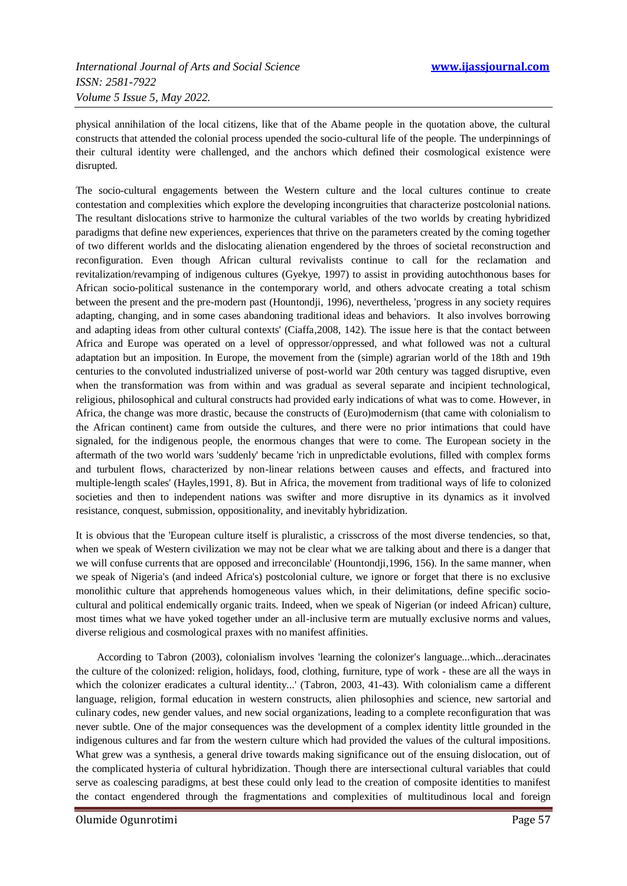physical annihilation of the local citizens, like that of the Abame people in the quotation above, the cultural constructs that attended the colonial process upended the socio-cultural life of the people. The underpinnings of their cultural identity were challenged, and the anchors which defined their cosmological existence were disrupted.

The socio-cultural engagements between the Western culture and the local cultures continue to create contestation and complexities which explore the developing incongruities that characterize postcolonial nations. The resultant dislocations strive to harmonize the cultural variables of the two worlds by creating hybridized paradigms that define new experiences, experiences that thrive on the parameters created by the coming together of two different worlds and the dislocating alienation engendered by the throes of societal reconstruction and reconfiguration. Even though African cultural revivalists continue to call for the reclamation and revitalization/revamping of indigenous cultures (Gyekye, 1997) to assist in providing autochthonous bases for African socio-political sustenance in the contemporary world, and others advocate creating a total schism between the present and the pre-modern past (Hountondji, 1996), nevertheless, 'progress in any society requires adapting, changing, and in some cases abandoning traditional ideas and behaviors. It also involves borrowing and adapting ideas from other cultural contexts' (Ciaffa,2008, 142). The issue here is that the contact between Africa and Europe was operated on a level of oppressor/oppressed, and what followed was not a cultural adaptation but an imposition. In Europe, the movement from the (simple) agrarian world of the 18th and 19th centuries to the convoluted industrialized universe of post-world war 20th century was tagged disruptive, even when the transformation was from within and was gradual as several separate and incipient technological, religious, philosophical and cultural constructs had provided early indications of what was to come. However, in Africa, the change was more drastic, because the constructs of (Euro)modernism (that came with colonialism to the African continent) came from outside the cultures, and there were no prior intimations that could have signaled, for the indigenous people, the enormous changes that were to come. The European society in the aftermath of the two world wars 'suddenly' became 'rich in unpredictable evolutions, filled with complex forms and turbulent flows, characterized by non-linear relations between causes and effects, and fractured into multiple-length scales' (Hayles,1991, 8). But in Africa, the movement from traditional ways of life to colonized societies and then to independent nations was swifter and more disruptive in its dynamics as it involved resistance, conquest, submission, oppositionality, and inevitably hybridization.

It is obvious that the 'European culture itself is pluralistic, a crisscross of the most diverse tendencies, so that, when we speak of Western civilization we may not be clear what we are talking about and there is a danger that we will confuse currents that are opposed and irreconcilable' (Hountondji,1996, 156). In the same manner, when we speak of Nigeria's (and indeed Africa's) postcolonial culture, we ignore or forget that there is no exclusive monolithic culture that apprehends homogeneous values which, in their delimitations, define specific socio-cultural and political endemically organic traits. Indeed, when we speak of Nigerian (or indeed African) culture, most times what we have yoked together under an all-inclusive term are mutually exclusive norms and values, diverse religious and cosmological praxes with no manifest affinities.

According to Tabron (2003), colonialism involves 'learning the colonizer's language...which...deracinates the culture of the colonized: religion, holidays, food, clothing, furniture, type of work - these are all the ways in which the colonizer eradicates a cultural identity...' (Tabron, 2003, 41-43). With colonialism came a different language, religion, formal education in western constructs, alien philosophies and science, new sartorial and culinary codes, new gender values, and new social organizations, leading to a complete reconfiguration that was never subtle. One of the major consequences was the development of a complex identity little grounded in the indigenous cultures and far from the western culture which had provided the values of the cultural impositions. What grew was a synthesis, a general drive towards making significance out of the ensuing dislocation, out of the complicated hysteria of cultural hybridization. Though there are intersectional cultural variables that could serve as coalescing paradigms, at best these could only lead to the creation of composite identities to manifest the contact engendered through the fragmentations and complexities of multitudinous local and foreign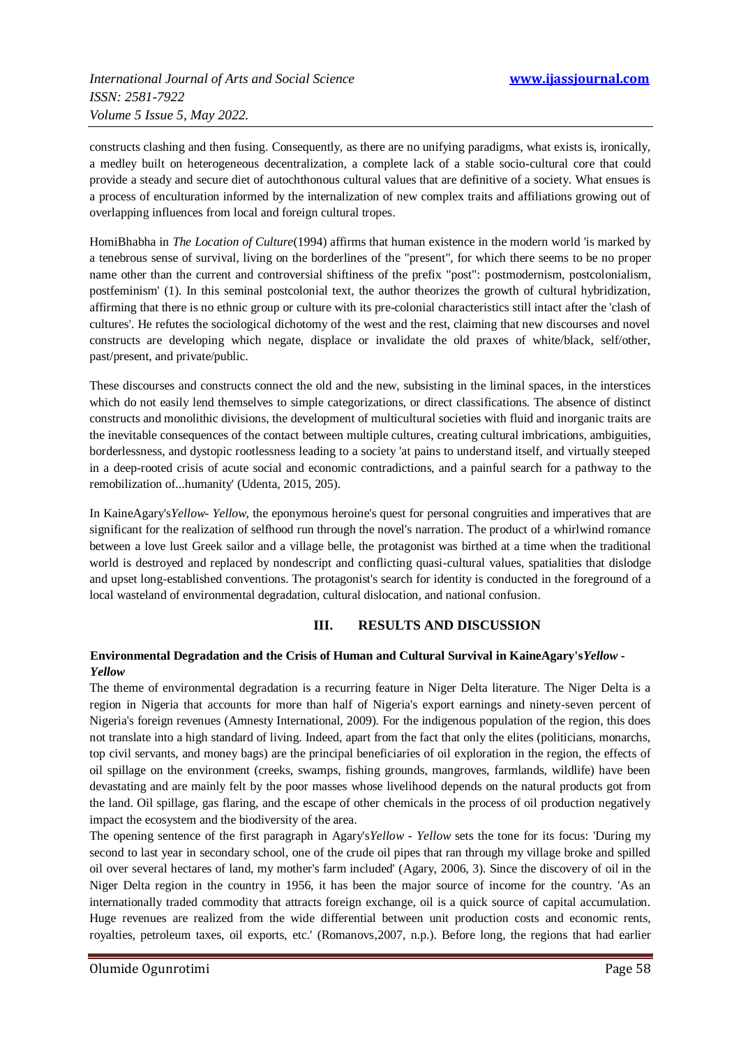constructs clashing and then fusing. Consequently, as there are no unifying paradigms, what exists is, ironically, a medley built on heterogeneous decentralization, a complete lack of a socio-cultural core that could provide a steady and secure diet of autochthonous cultural values that are definitive of a society. What ensues is a process of enculturation informed by the internalization of new complex traits and affiliations growing out of overlapping influences from local and foreign cultural tropes.

HomiBhabha in *The Location of Culture*(1994) affirms that human existence in the modern world 'is marked by a tenebrous sense of survival, living on the borderlines of the "present", for which there seems to be no proper name other than the current and controversial shiftiness of the prefix "post": postmodernism, postcolonialism, postfeminism' (1). In this seminal postcolonial text, the author theorizes the growth of cultural hybridization, affirming that there is no ethnic group or culture with its pre-colonial characteristics still intact after the 'clash of cultures'. He refutes the sociological dichotomy of the west and the rest, claiming that new discourses and novel constructs are developing which negate, displace or invalidate the old praxes of white/black, self/other, past/present, and private/public.

These discourses and constructs connect the old and the new, subsisting in the liminal spaces, in the interstices which do not easily lend themselves to simple categorizations, or direct classifications. The absence of distinct constructs and monolithic divisions, the development of multicultural societies with fluid and inorganic traits are the inevitable consequences of the contact between multiple cultures, creating cultural imbrications, ambiguities, borderlessness, and dystopic rootlessness leading to a society 'at pains to understand itself, and virtually steeped in a deep-rooted crisis of acute social and economic contradictions, and a painful search for a pathway to the remobilization of...humanity' (Udenta, 2015, 205).

In KaineAgary's*Yellow- Yellow*, the eponymous heroine's quest for personal congruities and imperatives that are significant for the realization of selfhood run through the novel's narration. The product of a whirlwind romance between a love lust Greek sailor and a village belle, the protagonist was birthed at a time when the traditional world is destroyed and replaced by nondescript and conflicting quasi-cultural values, spatialities that dislodge and upset long-established conventions. The protagonist's search for identity is conducted in the foreground of a local wasteland of environmental degradation, cultural dislocation, and national confusion.

## III. RESULTS AND DISCUSSION

### Environmental Degradation and the Crisis of Human and Cultural Survival in KaineAgary's *Yellow - Yellow*

The theme of environmental degradation is a recurring feature in Niger Delta literature. The Niger Delta is a region in Nigeria that accounts for more than half of Nigeria's export earnings and ninety-seven percent of Nigeria's foreign revenues (Amnesty International, 2009). For the indigenous population of the region, this does not translate into a high standard of living. Indeed, apart from the fact that only the elites (politicians, monarchs, top civil servants, and money bags) are the principal beneficiaries of oil exploration in the region, the effects of oil spillage on the environment (creeks, swamps, fishing grounds, mangroves, farmlands, wildlife) have been devastating and are mainly felt by the poor masses whose livelihood depends on the natural products got from the land. Oil spillage, gas flaring, and the escape of other chemicals in the process of oil production negatively impact the ecosystem and the biodiversity of the area.

The opening sentence of the first paragraph in Agary's*Yellow - Yellow* sets the tone for its focus: 'During my second to last year in secondary school, one of the crude oil pipes that ran through my village broke and spilled oil over several hectares of land, my mother's farm included' (Agary, 2006, 3). Since the discovery of oil in the Niger Delta region in the country in 1956, it has been the major source of income for the country. 'As an internationally traded commodity that attracts foreign exchange, oil is a quick source of capital accumulation. Huge revenues are realized from the wide differential between unit production costs and economic rents, royalties, petroleum taxes, oil exports, etc.' (Romanovs,2007, n.p.). Before long, the regions that had earlier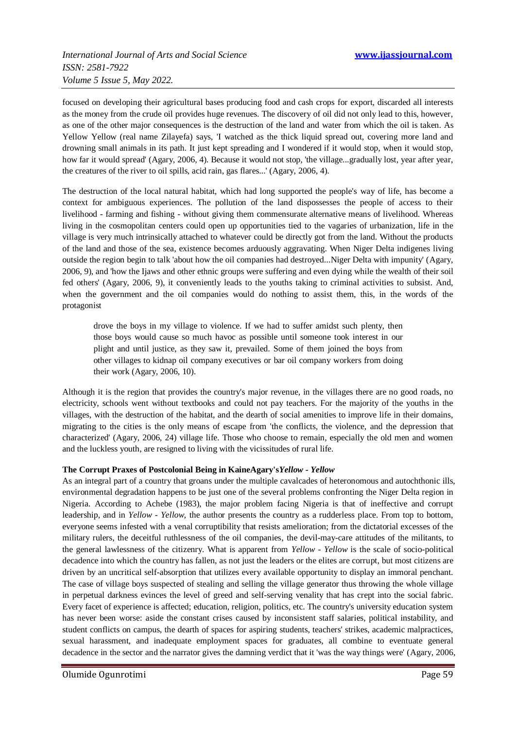focused on developing their agricultural bases producing food and cash crops for export, discarded all interests as the money from the crude oil provides huge revenues. The discovery of oil did not only lead to this, however, as one of the other major consequences is the destruction of the land and water from which the oil is taken. As Yellow Yellow (real name Zilayefa) says, 'I watched as the thick liquid spread out, covering more land and drowning small animals in its path. It just kept spreading and I wondered if it would stop, when it would stop, how far it would spread' (Agary, 2006, 4). Because it would not stop, 'the village...gradually lost, year after year, the creatures of the river to oil spills, acid rain, gas flares...' (Agary, 2006, 4).

The destruction of the local natural habitat, which had long supported the people's way of life, has become a context for ambiguous experiences. The pollution of the land dispossesses the people of access to their livelihood - farming and fishing - without giving them commensurate alternative means of livelihood. Whereas living in the cosmopolitan centers could open up opportunities tied to the vagaries of urbanization, life in the village is very much intrinsically attached to whatever could be directly got from the land. Without the products of the land and those of the sea, existence becomes arduously aggravating. When Niger Delta indigenes living outside the region begin to talk 'about how the oil companies had destroyed...Niger Delta with impunity' (Agary, 2006, 9), and 'how the Ijaws and other ethnic groups were suffering and even dying while the wealth of their soil fed others' (Agary, 2006, 9), it conveniently leads to the youths taking to criminal activities to subsist. And, when the government and the oil companies would do nothing to assist them, this, in the words of the protagonist

> drove the boys in my village to violence. If we had to suffer amidst such plenty, then those boys would cause so much havoc as possible until someone took interest in our plight and until justice, as they saw it, prevailed. Some of them joined the boys from other villages to kidnap oil company executives or bar oil company workers from doing their work (Agary, 2006, 10).

Although it is the region that provides the country's major revenue, in the villages there are no good roads, no electricity, schools went without textbooks and could not pay teachers. For the majority of the youths in the villages, with the destruction of the habitat, and the dearth of social amenities to improve life in their domains, migrating to the cities is the only means of escape from 'the conflicts, the violence, and the depression that characterized' (Agary, 2006, 24) village life. Those who choose to remain, especially the old men and women and the luckless youth, are resigned to living with the vicissitudes of rural life.

### The Corrupt Praxes of Postcolonial Being in KaineAgary's*Yellow - Yellow*

As an integral part of a country that groans under the multiple cavalcades of heteronomous and autochthonic ills, environmental degradation happens to be just one of the several problems confronting the Niger Delta region in Nigeria. According to Achebe (1983), the major problem facing Nigeria is that of ineffective and corrupt leadership, and in *Yellow - Yellow,* the author presents the country as a rudderless place. From top to bottom, everyone seems infested with a venal corruptibility that resists amelioration; from the dictatorial excesses of the military rulers, the deceitful ruthlessness of the oil companies, the devil-may-care attitudes of the militants, to the general lawlessness of the citizenry. What is apparent from *Yellow - Yellow* is the scale of socio-political decadence into which the country has fallen, as not just the leaders or the elites are corrupt, but most citizens are driven by an uncritical self-absorption that utilizes every available opportunity to display an immoral penchant. The case of village boys suspected of stealing and selling the village generator thus throwing the whole village in perpetual darkness evinces the level of greed and self-serving venality that has crept into the social fabric. Every facet of experience is affected; education, religion, politics, etc. The country's university education system has never been worse: aside the constant crises caused by inconsistent staff salaries, political instability, and student conflicts on campus, the dearth of spaces for aspiring students, teachers' strikes, academic malpractices, sexual harassment, and inadequate employment spaces for graduates, all combine to eventuate general decadence in the sector and the narrator gives the damning verdict that it 'was the way things were' (Agary, 2006,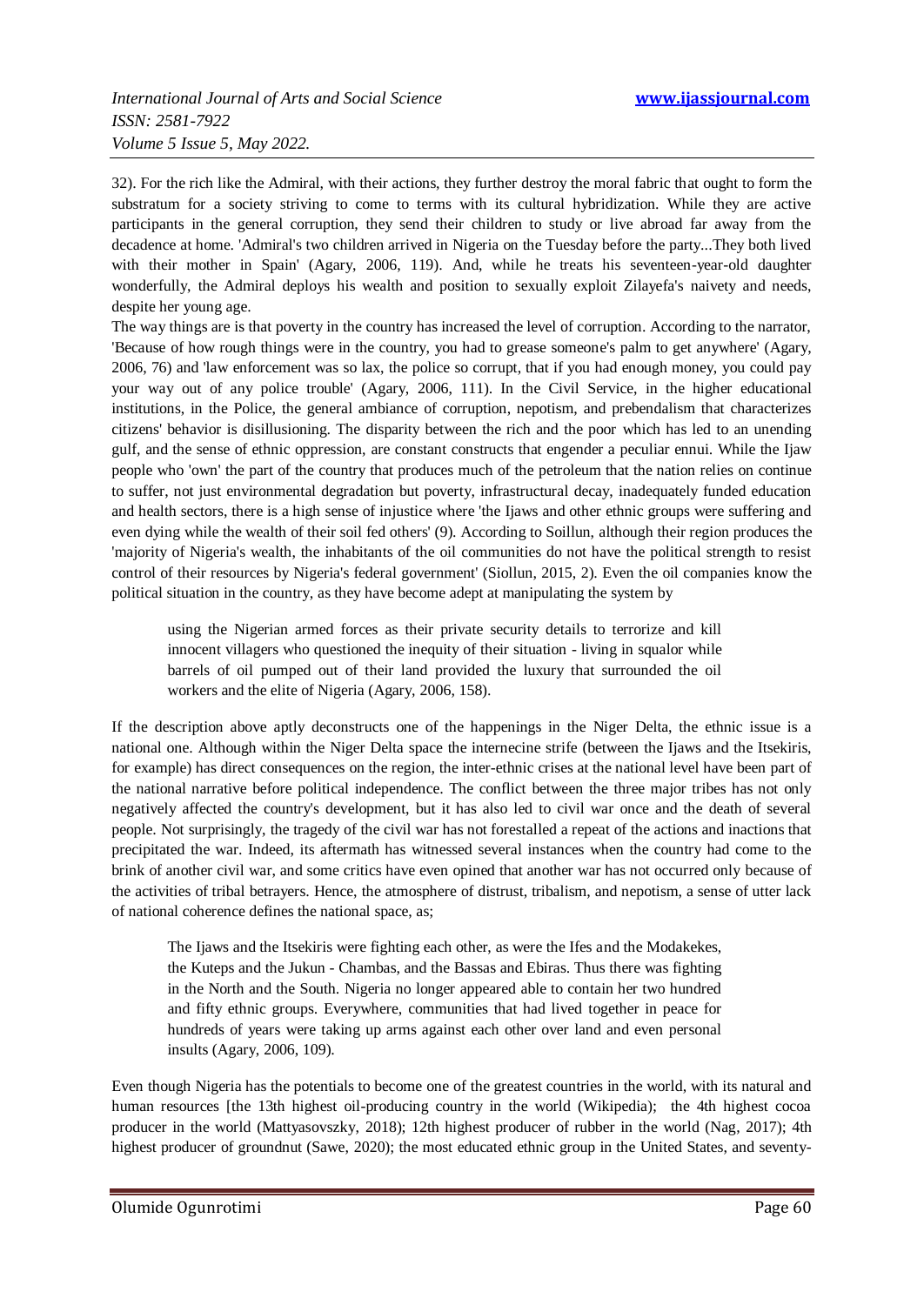32). For the rich like the Admiral, with their actions, they further destroy the moral fabric that ought to form the substratum for a society striving to come to terms with its cultural hybridization. While they are active participants in the general corruption, they send their children to study or live abroad far away from the decadence at home. 'Admiral's two children arrived in Nigeria on the Tuesday before the party...They both lived with their mother in Spain' (Agary, 2006, 119). And, while he treats his seventeen-year-old daughter wonderfully, the Admiral deploys his wealth and position to sexually exploit Zilayefa's naivety and needs, despite her young age.

The way things are is that poverty in the country has increased the level of corruption. According to the narrator, 'Because of how rough things were in the country, you had to grease someone's palm to get anywhere' (Agary, 2006, 76) and 'law enforcement was so lax, the police so corrupt, that if you had enough money, you could pay your way out of any police trouble' (Agary, 2006, 111). In the Civil Service, in the higher educational institutions, in the Police, the general ambiance of corruption, nepotism, and prebendalism that characterizes citizens' behavior is disillusioning. The disparity between the rich and the poor which has led to an unending gulf, and the sense of ethnic oppression, are constant constructs that engender a peculiar ennui. While the Ijaw people who 'own' the part of the country that produces much of the petroleum that the nation relies on continue to suffer, not just environmental degradation but poverty, infrastructural decay, inadequately funded education and health sectors, there is a high sense of injustice where 'the Ijaws and other ethnic groups were suffering and even dying while the wealth of their soil fed others' (9). According to Soillun, although their region produces the 'majority of Nigeria's wealth, the inhabitants of the oil communities do not have the political strength to resist control of their resources by Nigeria's federal government' (Siollun, 2015, 2). Even the oil companies know the political situation in the country, as they have become adept at manipulating the system by

> using the Nigerian armed forces as their private security details to terrorize and kill innocent villagers who questioned the inequity of their situation - living in squalor while barrels of oil pumped out of their land provided the luxury that surrounded the oil workers and the elite of Nigeria (Agary, 2006, 158).

If the description above aptly deconstructs one of the happenings in the Niger Delta, the ethnic issue is a national one. Although within the Niger Delta space the internecine strife (between the Ijaws and the Itsekiris, for example) has direct consequences on the region, the inter-ethnic crises at the national level have been part of the national narrative before political independence. The conflict between the three major tribes has not only negatively affected the country's development, but it has also led to civil war once and the death of several people. Not surprisingly, the tragedy of the civil war has not forestalled a repeat of the actions and inactions that precipitated the war. Indeed, its aftermath has witnessed several instances when the country had come to the brink of another civil war, and some critics have even opined that another war has not occurred only because of the activities of tribal betrayers. Hence, the atmosphere of distrust, tribalism, and nepotism, a sense of utter lack of national coherence defines the national space, as;

> The Ijaws and the Itsekiris were fighting each other, as were the Ifes and the Modakekes, the Kuteps and the Jukun - Chambas, and the Bassas and Ebiras. Thus there was fighting in the North and the South. Nigeria no longer appeared able to contain her two hundred and fifty ethnic groups. Everywhere, communities that had lived together in peace for hundreds of years were taking up arms against each other over land and even personal insults (Agary, 2006, 109).

Even though Nigeria has the potentials to become one of the greatest countries in the world, with its natural and human resources [the 13th highest oil-producing country in the world (Wikipedia); the 4th highest cocoa producer in the world (Mattyasovszky, 2018); 12th highest producer of rubber in the world (Nag, 2017); 4th highest producer of groundnut (Sawe, 2020); the most educated ethnic group in the United States, and seventy-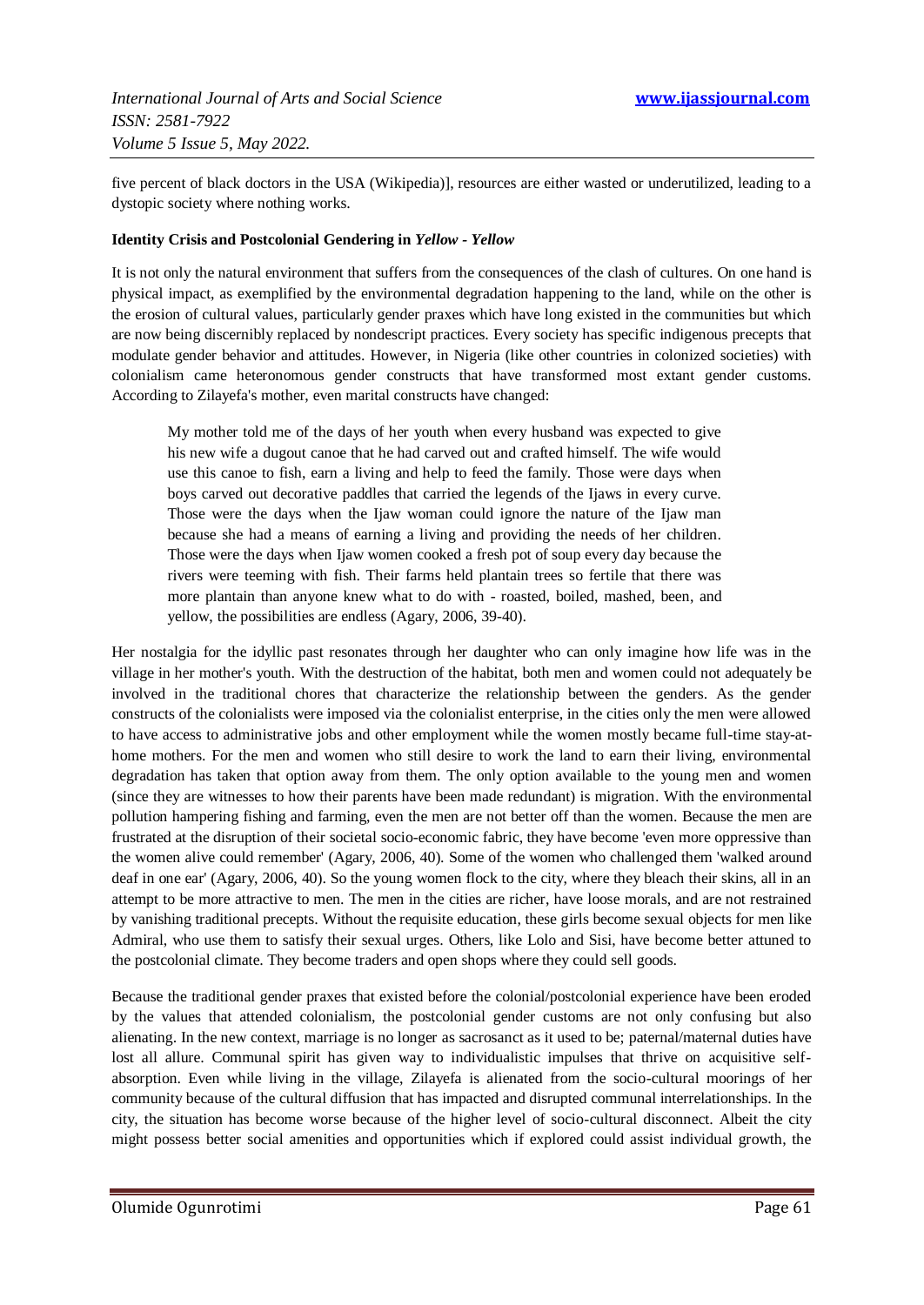five percent of black doctors in the USA (Wikipedia)], resources are either wasted or underutilized, leading to a dystopic society where nothing works.

### Identity Crisis and Postcolonial Gendering in *Yellow - Yellow*

It is not only the natural environment that suffers from the consequences of the clash of cultures. On one hand is physical impact, as exemplified by the environmental degradation happening to the land, while on the other is the erosion of cultural values, particularly gender praxes which have long existed in the communities but which are now being discernibly replaced by nondescript practices. Every society has specific indigenous precepts that modulate gender behavior and attitudes. However, in Nigeria (like other countries in colonized societies) with colonialism came heteronomous gender constructs that have transformed most extant gender customs. According to Zilayefa's mother, even marital constructs have changed:

> My mother told me of the days of her youth when every husband was expected to give his new wife a dugout canoe that he had carved out and crafted himself. The wife would use this canoe to fish, earn a living and help to feed the family. Those were days when boys carved out decorative paddles that carried the legends of the Ijaws in every curve. Those were the days when the Ijaw woman could ignore the nature of the Ijaw man because she had a means of earning a living and providing the needs of her children. Those were the days when Ijaw women cooked a fresh pot of soup every day because the rivers were teeming with fish. Their farms held plantain trees so fertile that there was more plantain than anyone knew what to do with - roasted, boiled, mashed, been, and yellow, the possibilities are endless (Agary, 2006, 39-40).

Her nostalgia for the idyllic past resonates through her daughter who can only imagine how life was in the village in her mother's youth. With the destruction of the habitat, both men and women could not adequately be involved in the traditional chores that characterize the relationship between the genders. As the gender constructs of the colonialists were imposed via the colonialist enterprise, in the cities only the men were allowed to have access to administrative jobs and other employment while the women mostly became full-time stay-at-home mothers. For the men and women who still desire to work the land to earn their living, environmental degradation has taken that option away from them. The only option available to the young men and women (since they are witnesses to how their parents have been made redundant) is migration. With the environmental pollution hampering fishing and farming, even the men are not better off than the women. Because the men are frustrated at the disruption of their societal socio-economic fabric, they have become 'even more oppressive than the women alive could remember' (Agary, 2006, 40). Some of the women who challenged them 'walked around deaf in one ear' (Agary, 2006, 40). So the young women flock to the city, where they bleach their skins, all in an attempt to be more attractive to men. The men in the cities are richer, have loose morals, and are not restrained by vanishing traditional precepts. Without the requisite education, these girls become sexual objects for men like Admiral, who use them to satisfy their sexual urges. Others, like Lolo and Sisi, have become better attuned to the postcolonial climate. They become traders and open shops where they could sell goods.

Because the traditional gender praxes that existed before the colonial/postcolonial experience have been eroded by the values that attended colonialism, the postcolonial gender customs are not only confusing but also alienating. In the new context, marriage is no longer as sacrosanct as it used to be; paternal/maternal duties have lost all allure. Communal spirit has given way to individualistic impulses that thrive on acquisitive self-absorption. Even while living in the village, Zilayefa is alienated from the socio-cultural moorings of her community because of the cultural diffusion that has impacted and disrupted communal interrelationships. In the city, the situation has become worse because of the higher level of socio-cultural disconnect. Albeit the city might possess better social amenities and opportunities which if explored could assist individual growth, the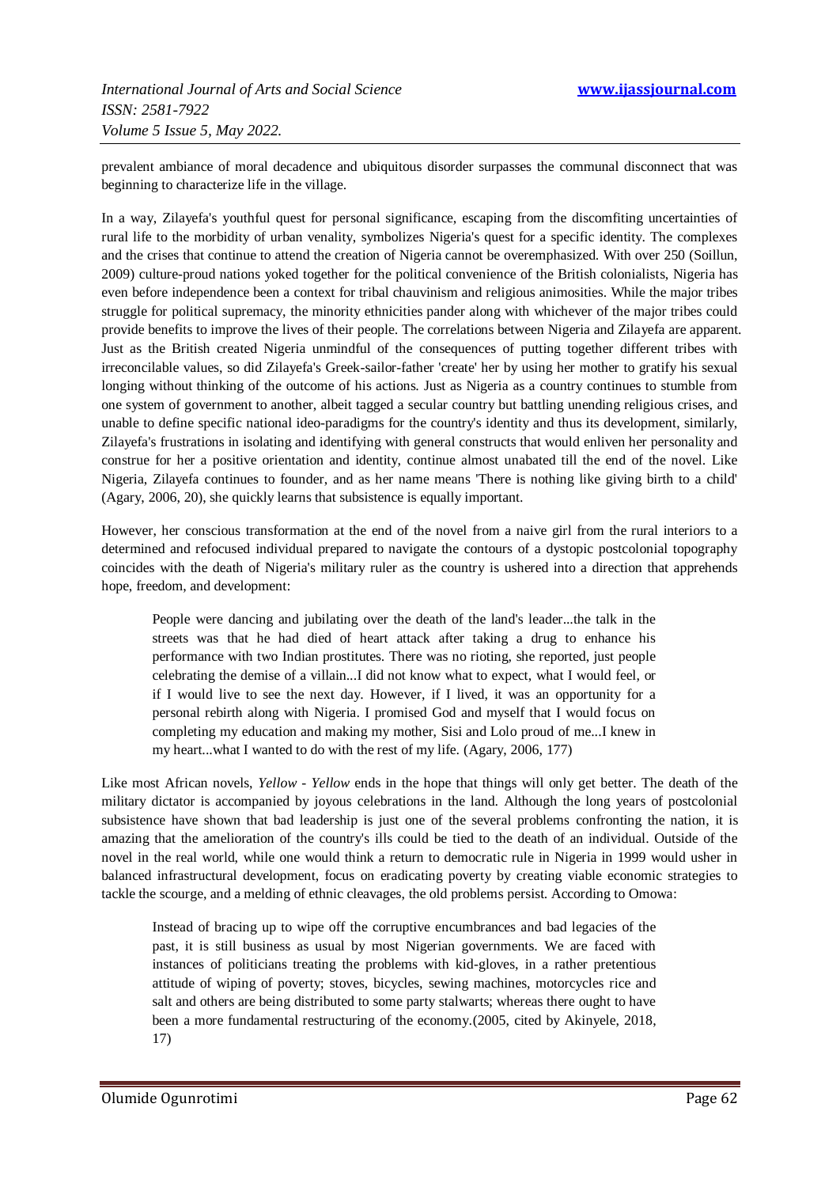prevalent ambiance of moral decadence and ubiquitous disorder surpasses the communal disconnect that was beginning to characterize life in the village.

In a way, Zilayefa's youthful quest for personal significance, escaping from the discomfiting uncertainties of rural life to the morbidity of urban venality, symbolizes Nigeria's quest for a specific identity. The complexes and the crises that continue to attend the creation of Nigeria cannot be overemphasized. With over 250 (Soillun, 2009) culture-proud nations yoked together for the political convenience of the British colonialists, Nigeria has even before independence been a context for tribal chauvinism and religious animosities. While the major tribes struggle for political supremacy, the minority ethnicities pander along with whichever of the major tribes could provide benefits to improve the lives of their people. The correlations between Nigeria and Zilayefa are apparent. Just as the British created Nigeria unmindful of the consequences of putting together different tribes with irreconcilable values, so did Zilayefa's Greek-sailor-father 'create' her by using her mother to gratify his sexual longing without thinking of the outcome of his actions. Just as Nigeria as a country continues to stumble from one system of government to another, albeit tagged a secular country but battling unending religious crises, and unable to define specific national ideo-paradigms for the country's identity and thus its development, similarly, Zilayefa's frustrations in isolating and identifying with general constructs that would enliven her personality and construe for her a positive orientation and identity, continue almost unabated till the end of the novel. Like Nigeria, Zilayefa continues to founder, and as her name means 'There is nothing like giving birth to a child' (Agary, 2006, 20), she quickly learns that subsistence is equally important.

However, her conscious transformation at the end of the novel from a naive girl from the rural interiors to a determined and refocused individual prepared to navigate the contours of a dystopic postcolonial topography coincides with the death of Nigeria's military ruler as the country is ushered into a direction that apprehends hope, freedom, and development:

> People were dancing and jubilating over the death of the land's leader...the talk in the streets was that he had died of heart attack after taking a drug to enhance his performance with two Indian prostitutes. There was no rioting, she reported, just people celebrating the demise of a villain...I did not know what to expect, what I would feel, or if I would live to see the next day. However, if I lived, it was an opportunity for a personal rebirth along with Nigeria. I promised God and myself that I would focus on completing my education and making my mother, Sisi and Lolo proud of me...I knew in my heart...what I wanted to do with the rest of my life. (Agary, 2006, 177)

Like most African novels, *Yellow - Yellow* ends in the hope that things will only get better. The death of the military dictator is accompanied by joyous celebrations in the land. Although the long years of postcolonial subsistence have shown that bad leadership is just one of the several problems confronting the nation, it is amazing that the amelioration of the country's ills could be tied to the death of an individual. Outside of the novel in the real world, while one would think a return to democratic rule in Nigeria in 1999 would usher in balanced infrastructural development, focus on eradicating poverty by creating viable economic strategies to tackle the scourge, and a melding of ethnic cleavages, the old problems persist. According to Omowa:

> Instead of bracing up to wipe off the corruptive encumbrances and bad legacies of the past, it is still business as usual by most Nigerian governments. We are faced with instances of politicians treating the problems with kid-gloves, in a rather pretentious attitude of wiping of poverty; stoves, bicycles, sewing machines, motorcycles rice and salt and others are being distributed to some party stalwarts; whereas there ought to have been a more fundamental restructuring of the economy.(2005, cited by Akinyele, 2018, 17)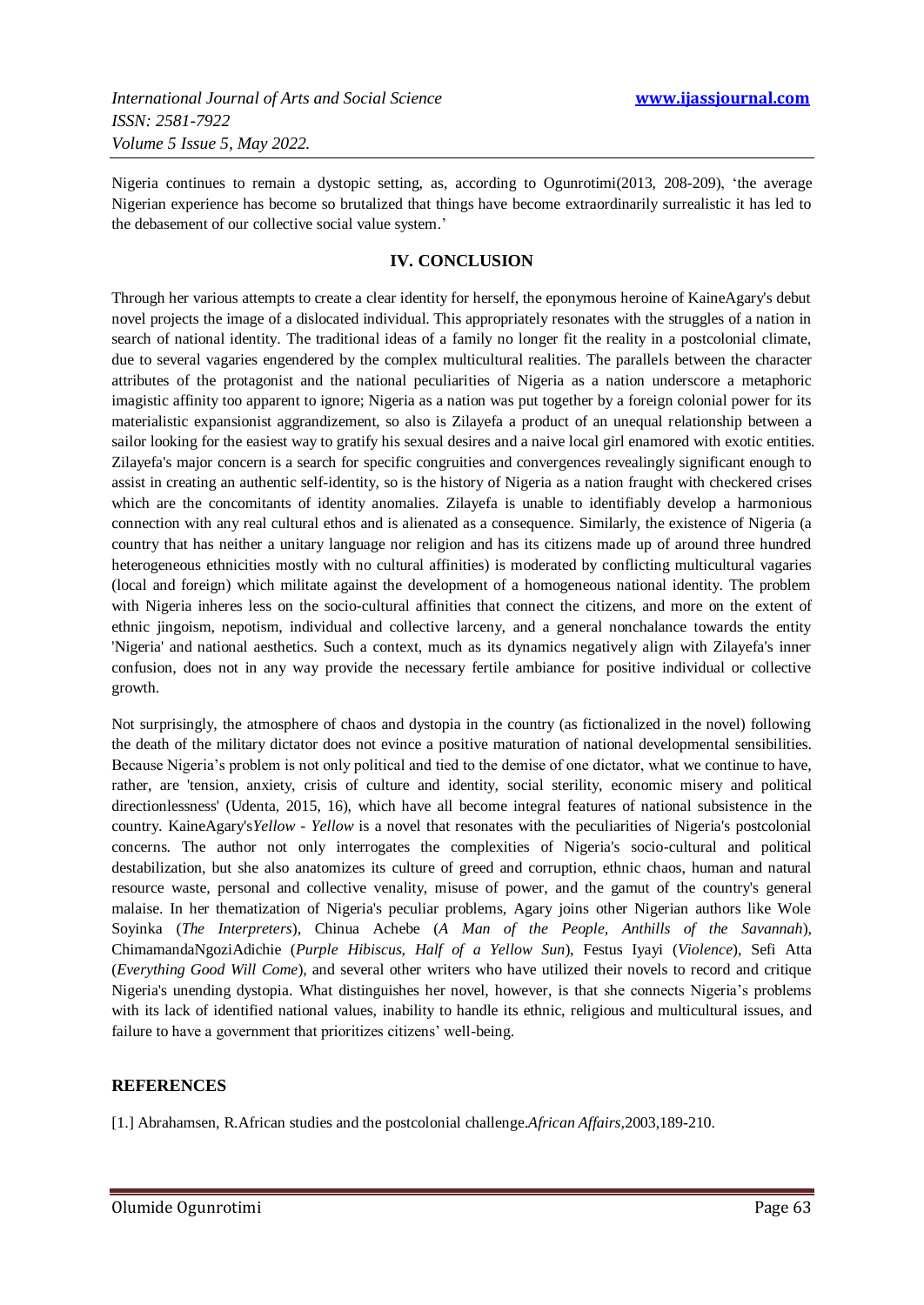Nigeria continues to remain a dystopic setting, as, according to Ogunrotimi(2013, 208-209), 'the average Nigerian experience has become so brutalized that things have become extraordinarily surrealistic it has led to the debasement of our collective social value system.'

## IV. CONCLUSION

Through her various attempts to create a clear identity for herself, the eponymous heroine of KaineAgary's debut novel projects the image of a dislocated individual. This appropriately resonates with the struggles of a nation in search of national identity. The traditional ideas of a family no longer fit the reality in a postcolonial climate, due to several vagaries engendered by the complex multicultural realities. The parallels between the character attributes of the protagonist and the national peculiarities of Nigeria as a nation underscore a metaphoric imagistic affinity too apparent to ignore; Nigeria as a nation was put together by a foreign colonial power for its materialistic expansionist aggrandizement, so also is Zilayefa a product of an unequal relationship between a sailor looking for the easiest way to gratify his sexual desires and a naive local girl enamored with exotic entities. Zilayefa's major concern is a search for specific congruities and convergences revealingly significant enough to assist in creating an authentic self-identity, so is the history of Nigeria as a nation fraught with checkered crises which are the concomitants of identity anomalies. Zilayefa is unable to identifiably develop a harmonious connection with any real cultural ethos and is alienated as a consequence. Similarly, the existence of Nigeria (a country that has neither a unitary language nor religion and has its citizens made up of around three hundred heterogeneous ethnicities mostly with no cultural affinities) is moderated by conflicting multicultural vagaries (local and foreign) which militate against the development of a homogeneous national identity. The problem with Nigeria inheres less on the socio-cultural affinities that connect the citizens, and more on the extent of ethnic jingoism, nepotism, individual and collective larceny, and a general nonchalance towards the entity 'Nigeria' and national aesthetics. Such a context, much as its dynamics negatively align with Zilayefa's inner confusion, does not in any way provide the necessary fertile ambiance for positive individual or collective growth.

Not surprisingly, the atmosphere of chaos and dystopia in the country (as fictionalized in the novel) following the death of the military dictator does not evince a positive maturation of national developmental sensibilities. Because Nigeria's problem is not only political and tied to the demise of one dictator, what we continue to have, rather, are 'tension, anxiety, crisis of culture and identity, social sterility, economic misery and political directionlessness' (Udenta, 2015, 16), which have all become integral features of national subsistence in the country. KaineAgary's*Yellow - Yellow* is a novel that resonates with the peculiarities of Nigeria's postcolonial concerns. The author not only interrogates the complexities of Nigeria's socio-cultural and political destabilization, but she also anatomizes its culture of greed and corruption, ethnic chaos, human and natural resource waste, personal and collective venality, misuse of power, and the gamut of the country's general malaise. In her thematization of Nigeria's peculiar problems, Agary joins other Nigerian authors like Wole Soyinka (*The Interpreters*), Chinua Achebe (*A Man of the People*, *Anthills of the Savannah*), ChimamandaNgoziAdichie (*Purple Hibiscus*, *Half of a Yellow Sun*), Festus Iyayi (*Violence*), Sefi Atta (*Everything Good Will Come*), and several other writers who have utilized their novels to record and critique Nigeria's unending dystopia. What distinguishes her novel, however, is that she connects Nigeria's problems with its lack of identified national values, inability to handle its ethnic, religious and multicultural issues, and failure to have a government that prioritizes citizens' well-being.

## REFERENCES

[1.] Abrahamsen, R.African studies and the postcolonial challenge.*African Affairs*,2003,189-210.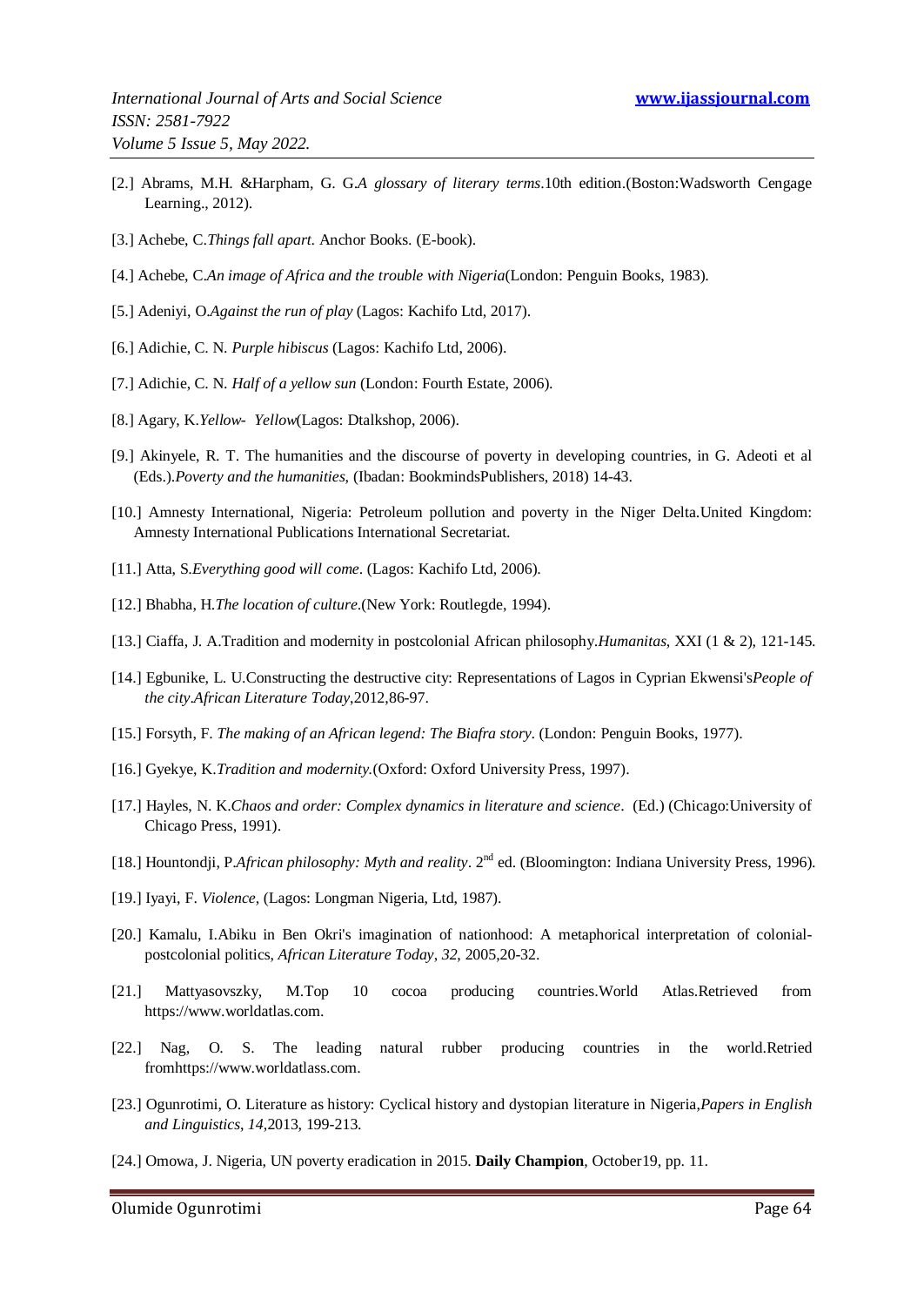[2.] Abrams, M.H. &Harpham, G. G.*A glossary of literary terms*.10th edition.(Boston:Wadsworth Cengage Learning., 2012).

[3.] Achebe, C.*Things fall apart.* Anchor Books. (E-book).

[4.] Achebe, C.*An image of Africa and the trouble with Nigeria*(London: Penguin Books, 1983).

[5.] Adeniyi, O.*Against the run of play* (Lagos: Kachifo Ltd, 2017).

[6.] Adichie, C. N. *Purple hibiscus* (Lagos: Kachifo Ltd, 2006).

[7.] Adichie, C. N. *Half of a yellow sun* (London: Fourth Estate, 2006).

[8.] Agary, K.*Yellow- Yellow*(Lagos: Dtalkshop, 2006).

[9.] Akinyele, R. T. The humanities and the discourse of poverty in developing countries, in G. Adeoti et al (Eds.).*Poverty and the humanities*, (Ibadan: BookmindsPublishers, 2018) 14-43.

[10.] Amnesty International, Nigeria: Petroleum pollution and poverty in the Niger Delta.United Kingdom: Amnesty International Publications International Secretariat.

[11.] Atta, S.*Everything good will come*. (Lagos: Kachifo Ltd, 2006).

[12.] Bhabha, H.*The location of culture*.(New York: Routlegde, 1994).

[13.] Ciaffa, J. A.Tradition and modernity in postcolonial African philosophy.*Humanitas*, XXI (1 & 2), 121-145.

[14.] Egbunike, L. U.Constructing the destructive city: Representations of Lagos in Cyprian Ekwensi's*People of the city*.*African Literature Today*,2012,86-97.

[15.] Forsyth, F. *The making of an African legend: The Biafra story*. (London: Penguin Books, 1977).

[16.] Gyekye, K.*Tradition and modernity.*(Oxford: Oxford University Press, 1997).

[17.] Hayles, N. K.*Chaos and order: Complex dynamics in literature and science*. (Ed.) (Chicago:University of Chicago Press, 1991).

[18.] Hountondji, P.*African philosophy: Myth and reality*. 2nd ed. (Bloomington: Indiana University Press, 1996).

[19.] Iyayi, F. *Violence*, (Lagos: Longman Nigeria, Ltd, 1987).

[20.] Kamalu, I.Abiku in Ben Okri's imagination of nationhood: A metaphorical interpretation of colonial-postcolonial politics, *African Literature Today*, *32*, 2005,20-32.

[21.] Mattyasovszky, M.Top 10 cocoa producing countries.World Atlas.Retrieved from https://www.worldatlas.com.

[22.] Nag, O. S. The leading natural rubber producing countries in the world.Retried fromhttps://www.worldatlass.com.

[23.] Ogunrotimi, O. Literature as history: Cyclical history and dystopian literature in Nigeria,*Papers in English and Linguistics*, *14*,2013, 199-213.

[24.] Omowa, J. Nigeria, UN poverty eradication in 2015. **Daily Champion**, October19, pp. 11.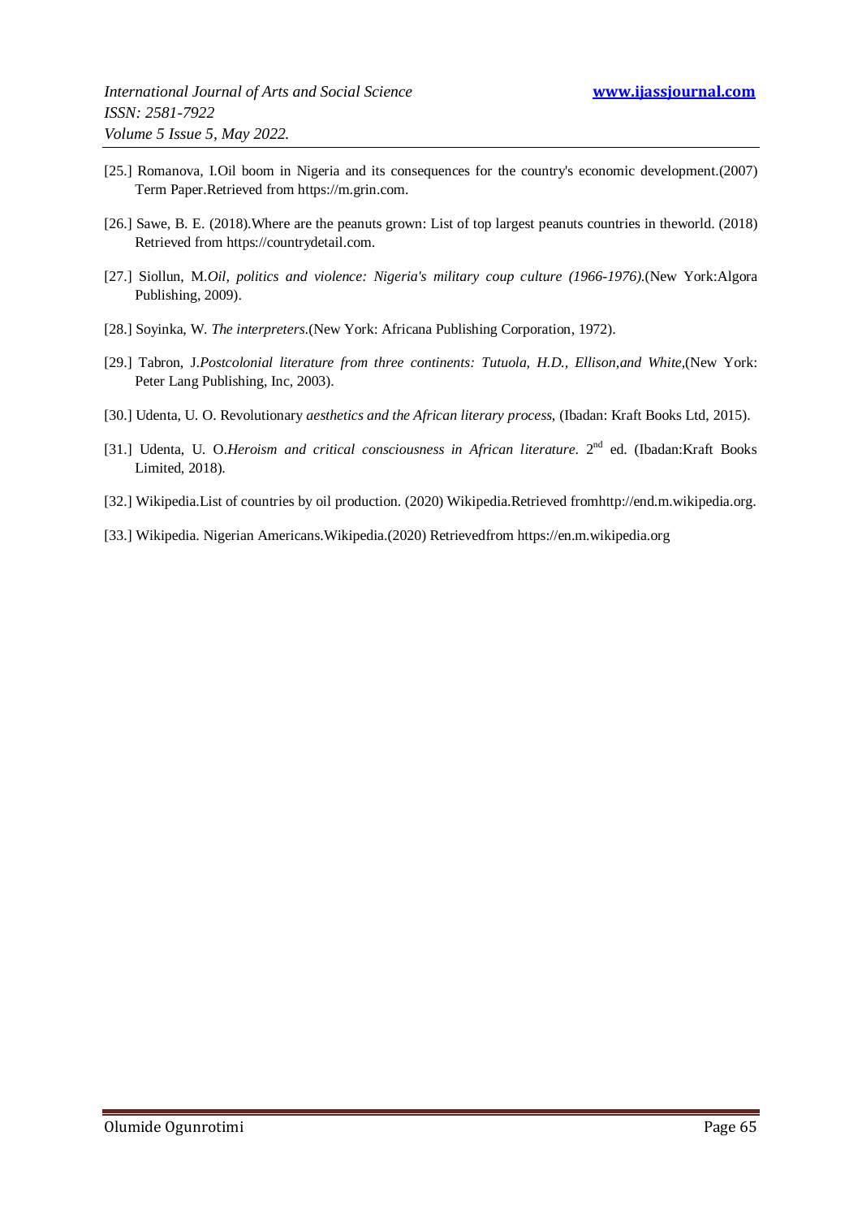[25.] Romanova, I.Oil boom in Nigeria and its consequences for the country's economic development.(2007) Term Paper.Retrieved from https://m.grin.com.

[26.] Sawe, B. E. (2018).Where are the peanuts grown: List of top largest peanuts countries in theworld. (2018) Retrieved from https://countrydetail.com.

[27.] Siollun, M.*Oil, politics and violence: Nigeria's military coup culture (1966-1976).*(New York:Algora Publishing, 2009).

[28.] Soyinka, W. *The interpreters*.(New York: Africana Publishing Corporation, 1972).

[29.] Tabron, J.*Postcolonial literature from three continents: Tutuola, H.D., Ellison,and White,*(New York: Peter Lang Publishing, Inc, 2003).

[30.] Udenta, U. O. Revolutionary *aesthetics and the African literary process*, (Ibadan: Kraft Books Ltd, 2015).

[31.] Udenta, U. O.*Heroism and critical consciousness in African literature*. 2nd ed. (Ibadan:Kraft Books Limited, 2018).

[32.] Wikipedia.List of countries by oil production. (2020) Wikipedia.Retrieved fromhttp://end.m.wikipedia.org.

[33.] Wikipedia. Nigerian Americans.Wikipedia.(2020) Retrievedfrom https://en.m.wikipedia.org